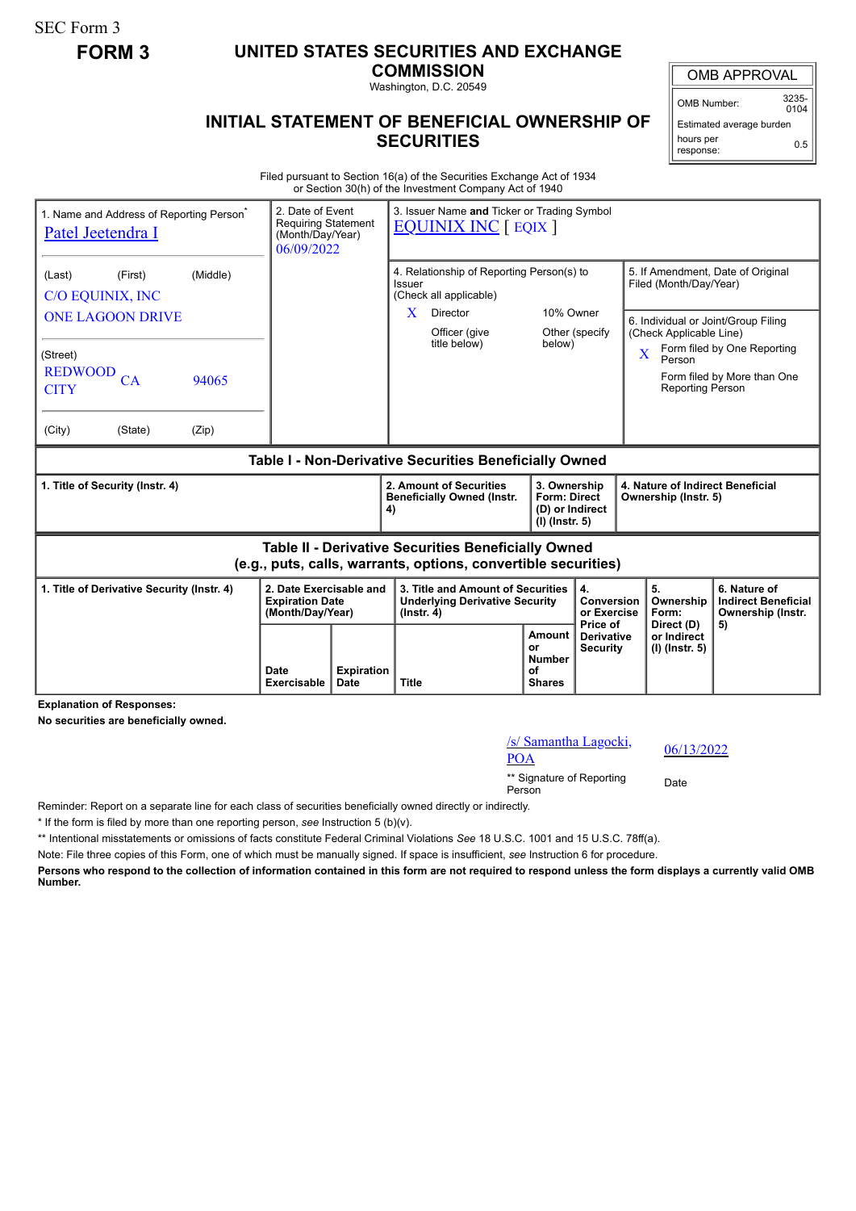SEC Form 3

**FORM 3**

# UNITED STATES SECURITIES AND EXCHANGE COMMISSION

Washington, D.C. 20549

## INITIAL STATEMENT OF BENEFICIAL OWNERSHIP OF SECURITIES

| OMB APPROVAL | |
|---|---|
| OMB Number: | 3235-0104 |
| Estimated average burden hours per response: | 0.5 |

Filed pursuant to Section 16(a) of the Securities Exchange Act of 1934 or Section 30(h) of the Investment Company Act of 1940

1. Name and Address of Reporting Person*
Patel Jeetendra I

(Last) (First) (Middle)
C/O EQUINIX, INC
ONE LAGOON DRIVE

(Street)
REDWOOD CITY CA 94065

(City) (State) (Zip)

2. Date of Event Requiring Statement (Month/Day/Year)
06/09/2022

3. Issuer Name **and** Ticker or Trading Symbol
EQUINIX INC [ EQIX ]

4. Relationship of Reporting Person(s) to Issuer (Check all applicable)
X Director
10% Owner
Officer (give title below)
Other (specify below)

5. If Amendment, Date of Original Filed (Month/Day/Year)

6. Individual or Joint/Group Filing (Check Applicable Line)
X Form filed by One Reporting Person
Form filed by More than One Reporting Person

### Table I - Non-Derivative Securities Beneficially Owned

| 1. Title of Security (Instr. 4) | 2. Amount of Securities Beneficially Owned (Instr. 4) | 3. Ownership Form: Direct (D) or Indirect (I) (Instr. 5) | 4. Nature of Indirect Beneficial Ownership (Instr. 5) |
|---|---|---|---|

### Table II - Derivative Securities Beneficially Owned (e.g., puts, calls, warrants, options, convertible securities)

| 1. Title of Derivative Security (Instr. 4) | 2. Date Exercisable and Expiration Date (Month/Day/Year) | | 3. Title and Amount of Securities Underlying Derivative Security (Instr. 4) | | 4. Conversion or Exercise Price of Derivative Security | 5. Ownership Form: Direct (D) or Indirect (I) (Instr. 5) | 6. Nature of Indirect Beneficial Ownership (Instr. 5) |
|---|---|---|---|---|---|---|---|
| | Date Exercisable | Expiration Date | Title | Amount or Number of Shares | | | |

**Explanation of Responses:**

**No securities are beneficially owned.**

| /s/ Samantha Lagocki, POA | 06/13/2022 |
|---|---|
| ** Signature of Reporting Person | Date |

Reminder: Report on a separate line for each class of securities beneficially owned directly or indirectly.

* If the form is filed by more than one reporting person, *see* Instruction 5 (b)(v).

** Intentional misstatements or omissions of facts constitute Federal Criminal Violations *See* 18 U.S.C. 1001 and 15 U.S.C. 78ff(a).

Note: File three copies of this Form, one of which must be manually signed. If space is insufficient, *see* Instruction 6 for procedure.

**Persons who respond to the collection of information contained in this form are not required to respond unless the form displays a currently valid OMB Number.**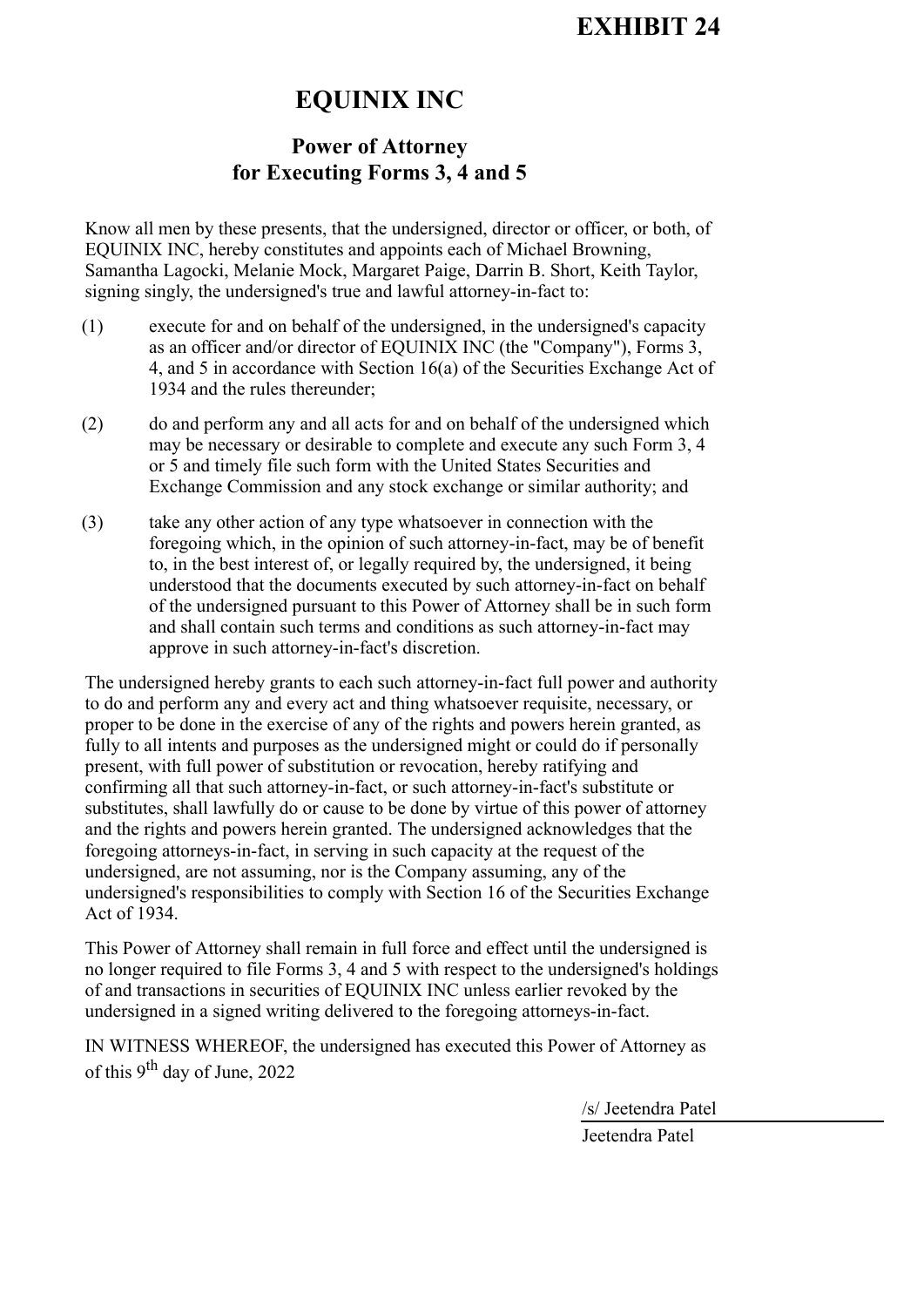# EXHIBIT 24

# EQUINIX INC

## Power of Attorney for Executing Forms 3, 4 and 5

Know all men by these presents, that the undersigned, director or officer, or both, of EQUINIX INC, hereby constitutes and appoints each of Michael Browning, Samantha Lagocki, Melanie Mock, Margaret Paige, Darrin B. Short, Keith Taylor, signing singly, the undersigned's true and lawful attorney-in-fact to:

(1) execute for and on behalf of the undersigned, in the undersigned's capacity as an officer and/or director of EQUINIX INC (the "Company"), Forms 3, 4, and 5 in accordance with Section 16(a) of the Securities Exchange Act of 1934 and the rules thereunder;

(2) do and perform any and all acts for and on behalf of the undersigned which may be necessary or desirable to complete and execute any such Form 3, 4 or 5 and timely file such form with the United States Securities and Exchange Commission and any stock exchange or similar authority; and

(3) take any other action of any type whatsoever in connection with the foregoing which, in the opinion of such attorney-in-fact, may be of benefit to, in the best interest of, or legally required by, the undersigned, it being understood that the documents executed by such attorney-in-fact on behalf of the undersigned pursuant to this Power of Attorney shall be in such form and shall contain such terms and conditions as such attorney-in-fact may approve in such attorney-in-fact's discretion.

The undersigned hereby grants to each such attorney-in-fact full power and authority to do and perform any and every act and thing whatsoever requisite, necessary, or proper to be done in the exercise of any of the rights and powers herein granted, as fully to all intents and purposes as the undersigned might or could do if personally present, with full power of substitution or revocation, hereby ratifying and confirming all that such attorney-in-fact, or such attorney-in-fact's substitute or substitutes, shall lawfully do or cause to be done by virtue of this power of attorney and the rights and powers herein granted. The undersigned acknowledges that the foregoing attorneys-in-fact, in serving in such capacity at the request of the undersigned, are not assuming, nor is the Company assuming, any of the undersigned's responsibilities to comply with Section 16 of the Securities Exchange Act of 1934.

This Power of Attorney shall remain in full force and effect until the undersigned is no longer required to file Forms 3, 4 and 5 with respect to the undersigned's holdings of and transactions in securities of EQUINIX INC unless earlier revoked by the undersigned in a signed writing delivered to the foregoing attorneys-in-fact.

IN WITNESS WHEREOF, the undersigned has executed this Power of Attorney as of this 9th day of June, 2022

/s/ Jeetendra Patel

Jeetendra Patel